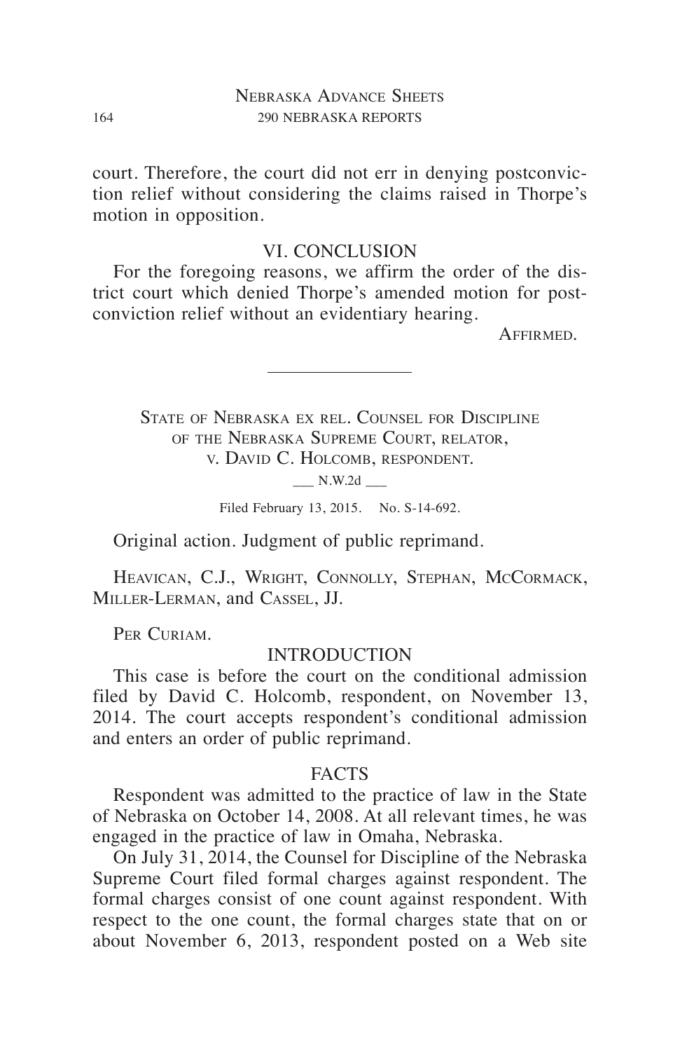court. Therefore, the court did not err in denying postconviction relief without considering the claims raised in Thorpe's motion in opposition.

## VI. CONCLUSION

For the foregoing reasons, we affirm the order of the district court which denied Thorpe's amended motion for postconviction relief without an evidentiary hearing.

Affirmed.

---

State of Nebraska ex rel. Counsel for Discipline of the Nebraska Supreme Court, relator, v. David C. Holcomb, respondent.

___ N.W.2d ___

Filed February 13, 2015. No. S-14-692.

Original action. Judgment of public reprimand.

Heavican, C.J., Wright, Connolly, Stephan, McCormack, Miller-Lerman, and Cassel, JJ.

Per Curiam.

## INTRODUCTION

This case is before the court on the conditional admission filed by David C. Holcomb, respondent, on November 13, 2014. The court accepts respondent's conditional admission and enters an order of public reprimand.

## FACTS

Respondent was admitted to the practice of law in the State of Nebraska on October 14, 2008. At all relevant times, he was engaged in the practice of law in Omaha, Nebraska.

On July 31, 2014, the Counsel for Discipline of the Nebraska Supreme Court filed formal charges against respondent. The formal charges consist of one count against respondent. With respect to the one count, the formal charges state that on or about November 6, 2013, respondent posted on a Web site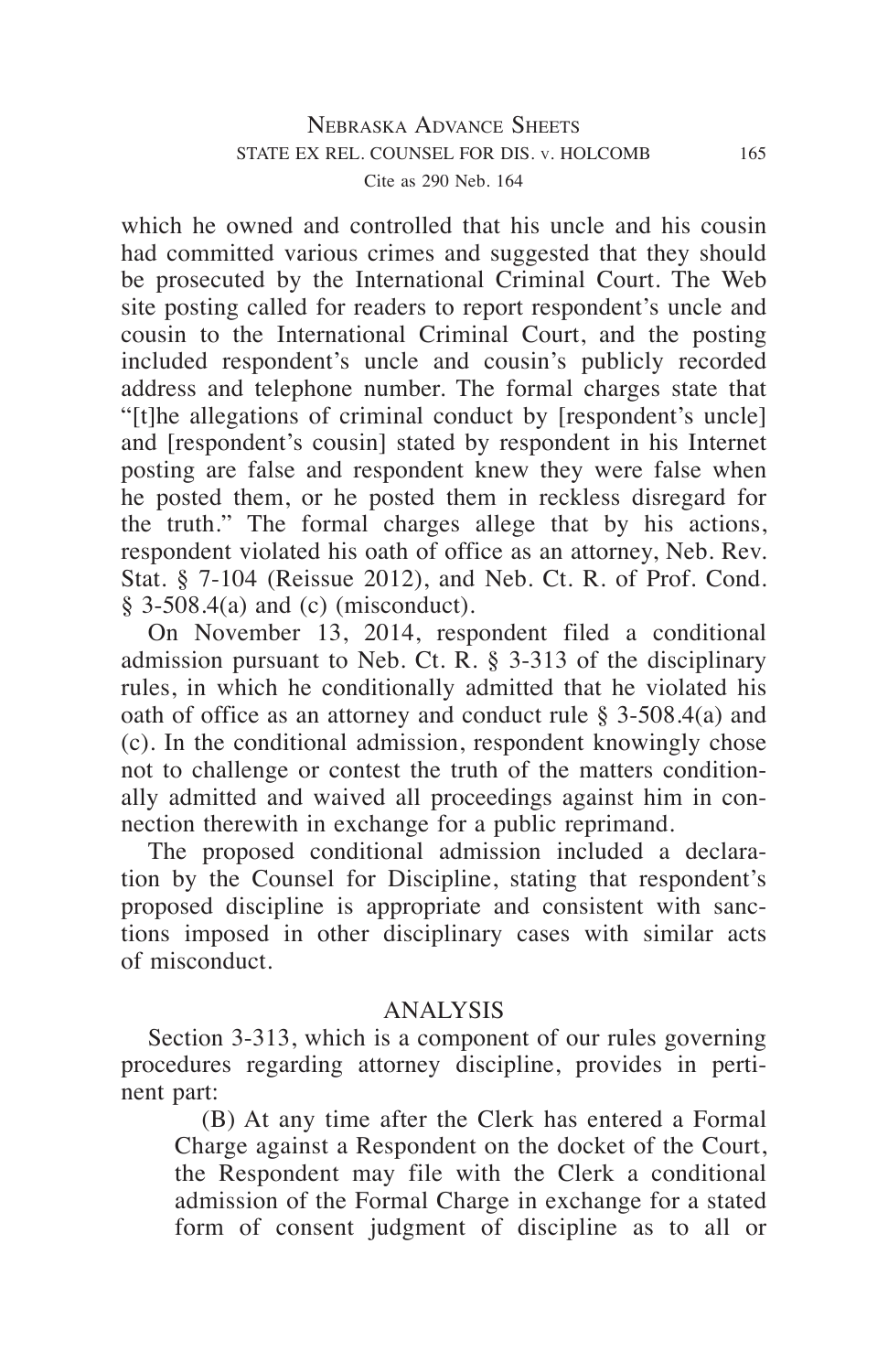which he owned and controlled that his uncle and his cousin had committed various crimes and suggested that they should be prosecuted by the International Criminal Court. The Web site posting called for readers to report respondent's uncle and cousin to the International Criminal Court, and the posting included respondent's uncle and cousin's publicly recorded address and telephone number. The formal charges state that "[t]he allegations of criminal conduct by [respondent's uncle] and [respondent's cousin] stated by respondent in his Internet posting are false and respondent knew they were false when he posted them, or he posted them in reckless disregard for the truth." The formal charges allege that by his actions, respondent violated his oath of office as an attorney, Neb. Rev. Stat. § 7-104 (Reissue 2012), and Neb. Ct. R. of Prof. Cond. § 3-508.4(a) and (c) (misconduct).

On November 13, 2014, respondent filed a conditional admission pursuant to Neb. Ct. R. § 3-313 of the disciplinary rules, in which he conditionally admitted that he violated his oath of office as an attorney and conduct rule § 3-508.4(a) and (c). In the conditional admission, respondent knowingly chose not to challenge or contest the truth of the matters conditionally admitted and waived all proceedings against him in connection therewith in exchange for a public reprimand.

The proposed conditional admission included a declaration by the Counsel for Discipline, stating that respondent's proposed discipline is appropriate and consistent with sanctions imposed in other disciplinary cases with similar acts of misconduct.

## ANALYSIS

Section 3-313, which is a component of our rules governing procedures regarding attorney discipline, provides in pertinent part:

> (B) At any time after the Clerk has entered a Formal Charge against a Respondent on the docket of the Court, the Respondent may file with the Clerk a conditional admission of the Formal Charge in exchange for a stated form of consent judgment of discipline as to all or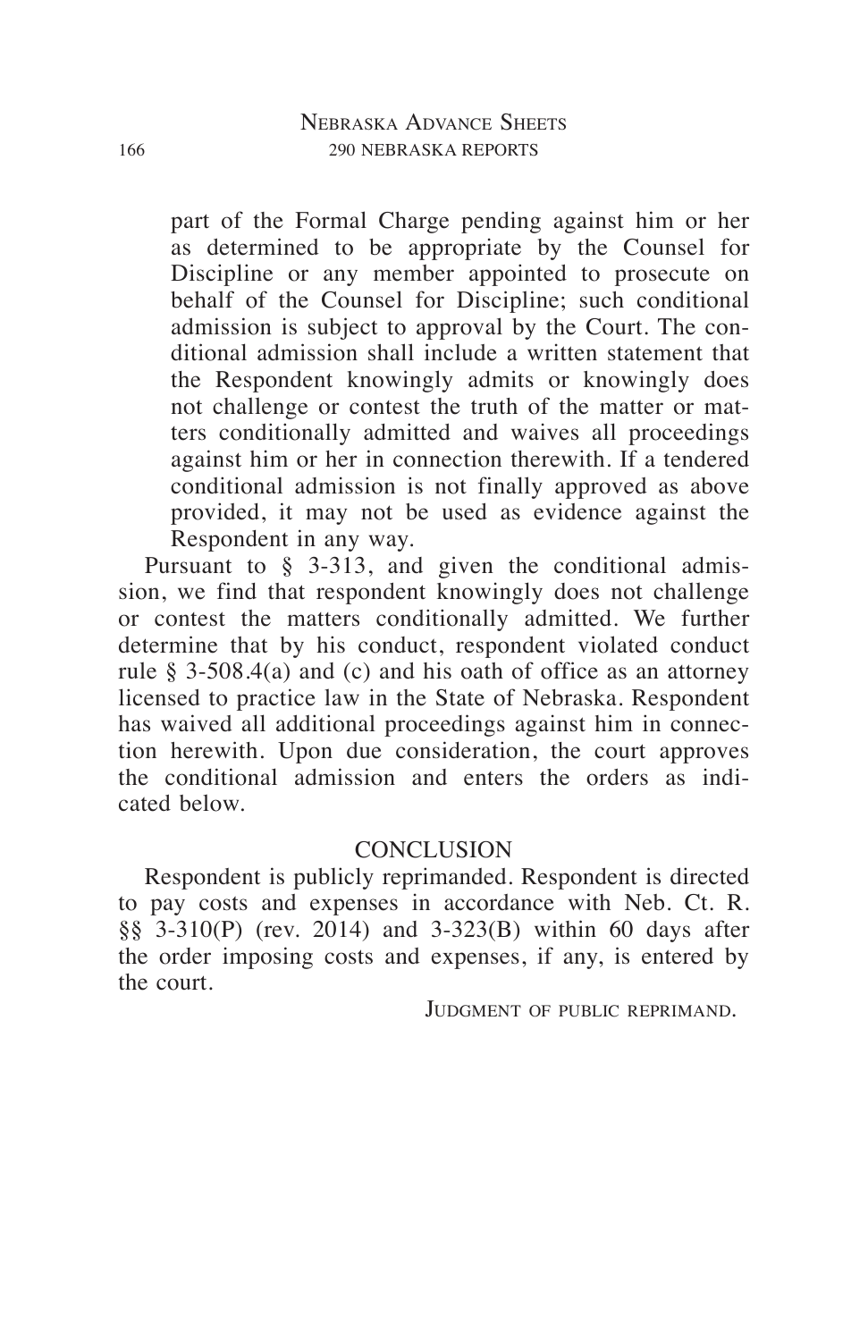> part of the Formal Charge pending against him or her as determined to be appropriate by the Counsel for Discipline or any member appointed to prosecute on behalf of the Counsel for Discipline; such conditional admission is subject to approval by the Court. The conditional admission shall include a written statement that the Respondent knowingly admits or knowingly does not challenge or contest the truth of the matter or matters conditionally admitted and waives all proceedings against him or her in connection therewith. If a tendered conditional admission is not finally approved as above provided, it may not be used as evidence against the Respondent in any way.

Pursuant to § 3-313, and given the conditional admission, we find that respondent knowingly does not challenge or contest the matters conditionally admitted. We further determine that by his conduct, respondent violated conduct rule § 3-508.4(a) and (c) and his oath of office as an attorney licensed to practice law in the State of Nebraska. Respondent has waived all additional proceedings against him in connection herewith. Upon due consideration, the court approves the conditional admission and enters the orders as indicated below.

## CONCLUSION

Respondent is publicly reprimanded. Respondent is directed to pay costs and expenses in accordance with Neb. Ct. R. §§ 3-310(P) (rev. 2014) and 3-323(B) within 60 days after the order imposing costs and expenses, if any, is entered by the court.

JUDGMENT OF PUBLIC REPRIMAND.